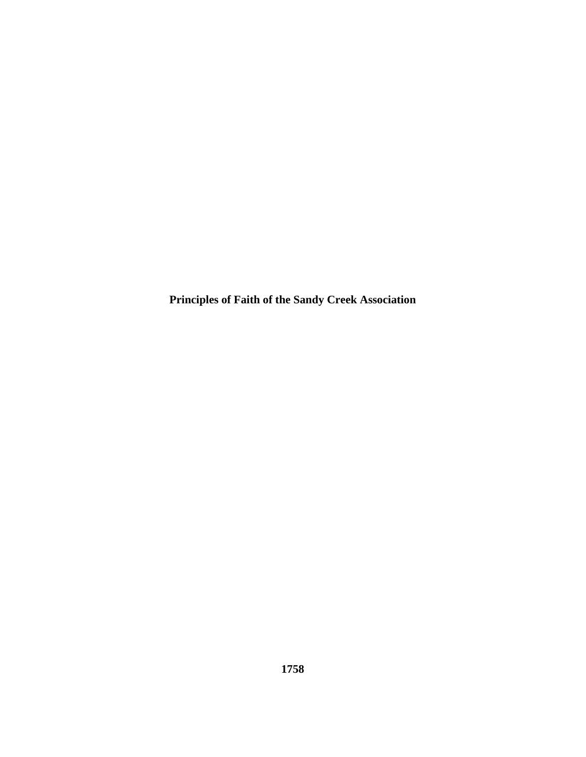**Principles of Faith of the Sandy Creek Association**

**1758**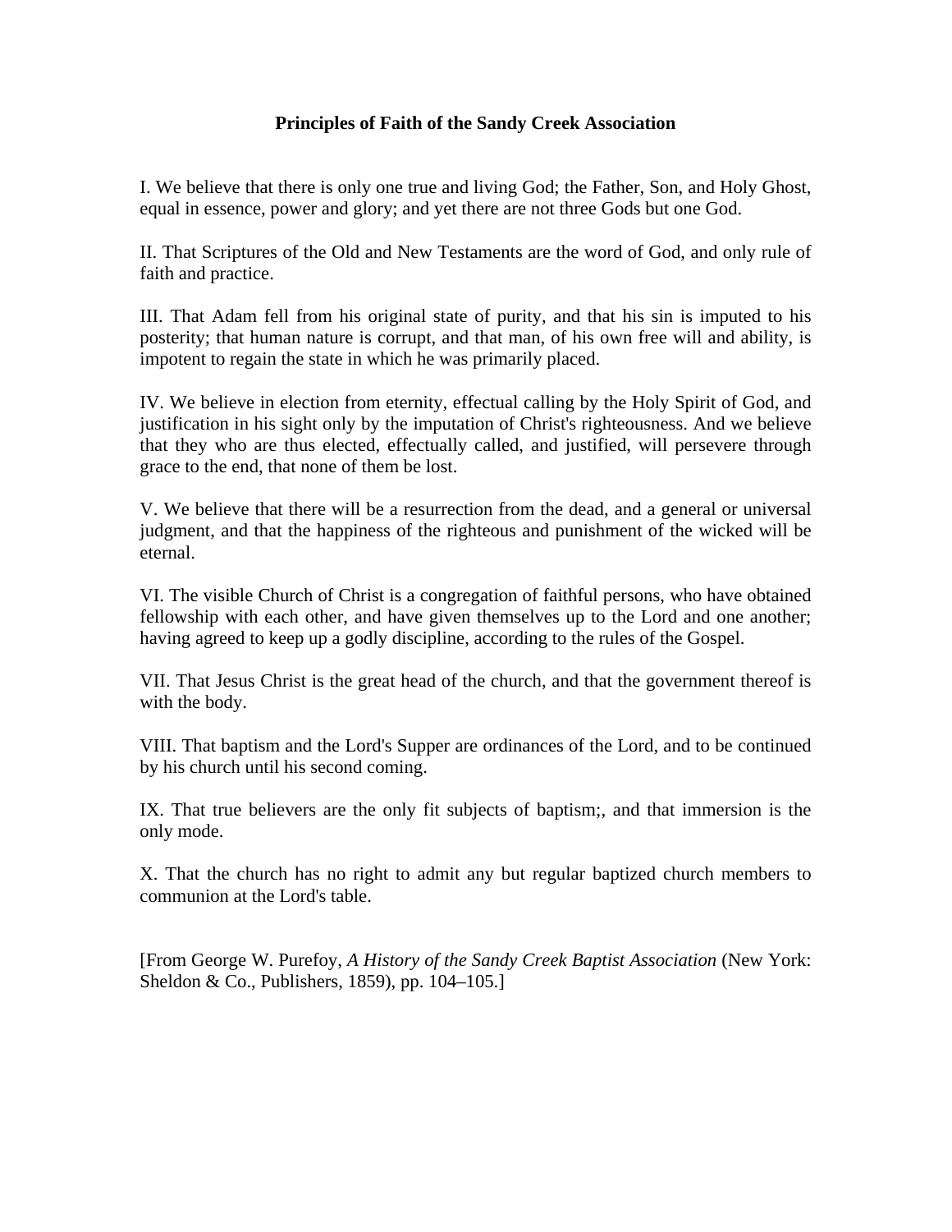**Principles of Faith of the Sandy Creek Association**

I. We believe that there is only one true and living God; the Father, Son, and Holy Ghost, equal in essence, power and glory; and yet there are not three Gods but one God.

II. That Scriptures of the Old and New Testaments are the word of God, and only rule of faith and practice.

III. That Adam fell from his original state of purity, and that his sin is imputed to his posterity; that human nature is corrupt, and that man, of his own free will and ability, is impotent to regain the state in which he was primarily placed.

IV. We believe in election from eternity, effectual calling by the Holy Spirit of God, and justification in his sight only by the imputation of Christ's righteousness. And we believe that they who are thus elected, effectually called, and justified, will persevere through grace to the end, that none of them be lost.

V. We believe that there will be a resurrection from the dead, and a general or universal judgment, and that the happiness of the righteous and punishment of the wicked will be eternal.

VI. The visible Church of Christ is a congregation of faithful persons, who have obtained fellowship with each other, and have given themselves up to the Lord and one another; having agreed to keep up a godly discipline, according to the rules of the Gospel.

VII. That Jesus Christ is the great head of the church, and that the government thereof is with the body.

VIII. That baptism and the Lord's Supper are ordinances of the Lord, and to be continued by his church until his second coming.

IX. That true believers are the only fit subjects of baptism;, and that immersion is the only mode.

X. That the church has no right to admit any but regular baptized church members to communion at the Lord's table.

[From George W. Purefoy, *A History of the Sandy Creek Baptist Association* (New York: Sheldon & Co., Publishers, 1859), pp. 104–105.]